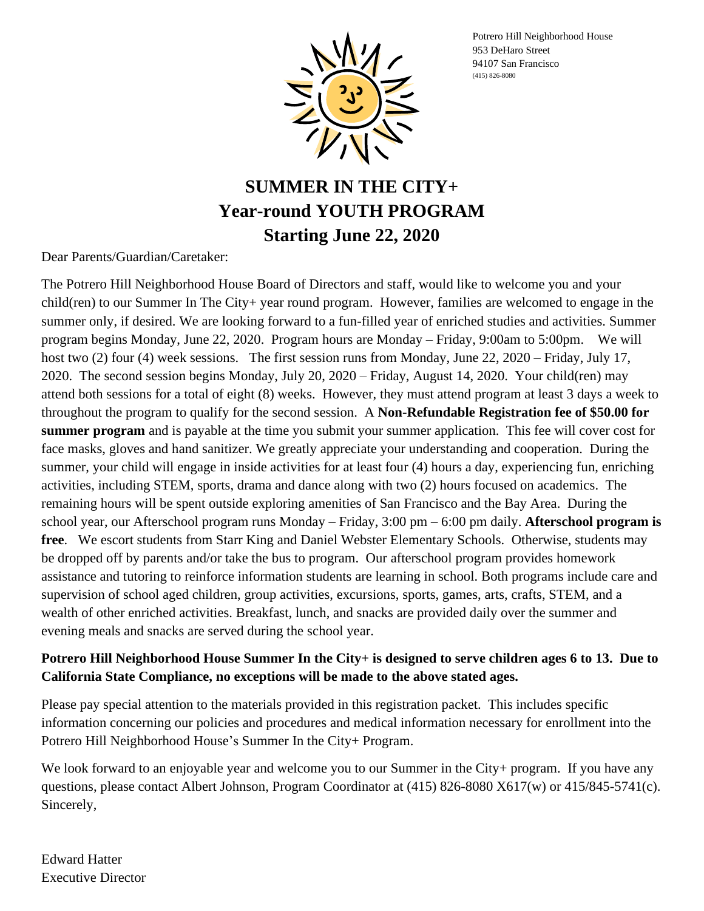Potrero Hill Neighborhood House
953 DeHaro Street
94107 San Francisco
(415) 826-8080

# SUMMER IN THE CITY+
# Year-round YOUTH PROGRAM
# Starting June 22, 2020

Dear Parents/Guardian/Caretaker:

The Potrero Hill Neighborhood House Board of Directors and staff, would like to welcome you and your child(ren) to our Summer In The City+ year round program. However, families are welcomed to engage in the summer only, if desired. We are looking forward to a fun-filled year of enriched studies and activities. Summer program begins Monday, June 22, 2020. Program hours are Monday – Friday, 9:00am to 5:00pm. We will host two (2) four (4) week sessions. The first session runs from Monday, June 22, 2020 – Friday, July 17, 2020. The second session begins Monday, July 20, 2020 – Friday, August 14, 2020. Your child(ren) may attend both sessions for a total of eight (8) weeks. However, they must attend program at least 3 days a week to throughout the program to qualify for the second session. A **Non-Refundable Registration fee of $50.00 for summer program** and is payable at the time you submit your summer application. This fee will cover cost for face masks, gloves and hand sanitizer. We greatly appreciate your understanding and cooperation. During the summer, your child will engage in inside activities for at least four (4) hours a day, experiencing fun, enriching activities, including STEM, sports, drama and dance along with two (2) hours focused on academics. The remaining hours will be spent outside exploring amenities of San Francisco and the Bay Area. During the school year, our Afterschool program runs Monday – Friday, 3:00 pm – 6:00 pm daily. **Afterschool program is free**. We escort students from Starr King and Daniel Webster Elementary Schools. Otherwise, students may be dropped off by parents and/or take the bus to program. Our afterschool program provides homework assistance and tutoring to reinforce information students are learning in school. Both programs include care and supervision of school aged children, group activities, excursions, sports, games, arts, crafts, STEM, and a wealth of other enriched activities. Breakfast, lunch, and snacks are provided daily over the summer and evening meals and snacks are served during the school year.

**Potrero Hill Neighborhood House Summer In the City+ is designed to serve children ages 6 to 13. Due to California State Compliance, no exceptions will be made to the above stated ages.**

Please pay special attention to the materials provided in this registration packet. This includes specific information concerning our policies and procedures and medical information necessary for enrollment into the Potrero Hill Neighborhood House's Summer In the City+ Program.

We look forward to an enjoyable year and welcome you to our Summer in the City+ program. If you have any questions, please contact Albert Johnson, Program Coordinator at (415) 826-8080 X617(w) or 415/845-5741(c).
Sincerely,

Edward Hatter
Executive Director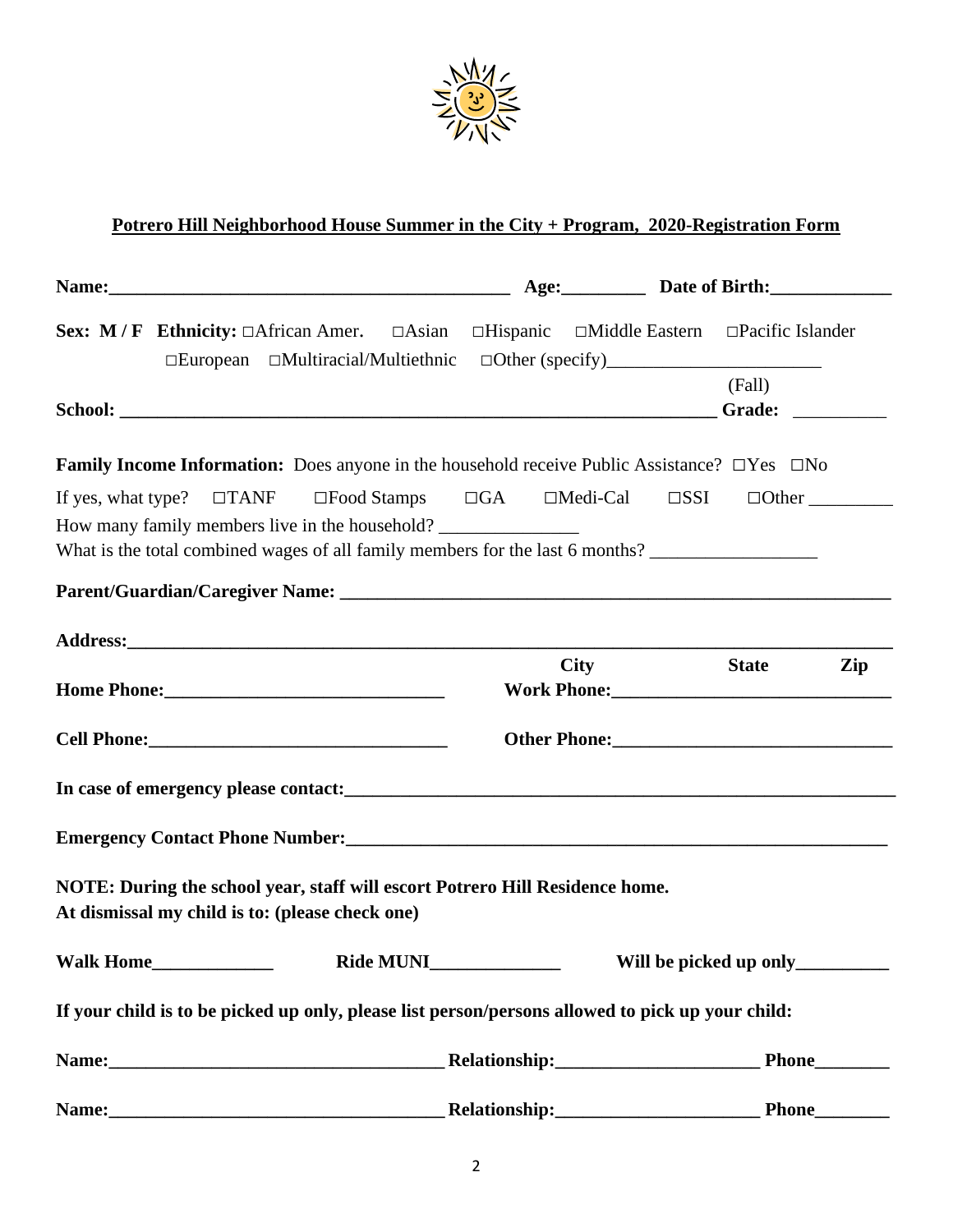**Potrero Hill Neighborhood House Summer in the City + Program, 2020-Registration Form**

**Name:**_____________________________________________ **Age:**_________ **Date of Birth:**_____________

**Sex: M / F** **Ethnicity:** □African Amer. □Asian □Hispanic □Middle Eastern □Pacific Islander □European □Multiracial/Multiethnic □Other (specify)________________________

**School:** _________________________________________________________________ **Grade:** (Fall) __________

**Family Income Information:** Does anyone in the household receive Public Assistance? □Yes □No

If yes, what type? □TANF □Food Stamps □GA □Medi-Cal □SSI □Other _________

How many family members live in the household? _______________

What is the total combined wages of all family members for the last 6 months? __________________

**Parent/Guardian/Caregiver Name:** _____________________________________________________________

**Address:**_______________________________________________________________________________

**City** **State** **Zip**

**Home Phone:**______________________________ **Work Phone:**______________________________

**Cell Phone:**________________________________ **Other Phone:**______________________________

**In case of emergency please contact:**______________________________________________________________

**Emergency Contact Phone Number:**___________________________________________________________

**NOTE: During the school year, staff will escort Potrero Hill Residence home.**
**At dismissal my child is to: (please check one)**

**Walk Home**_____________ **Ride MUNI**______________ **Will be picked up only**__________

**If your child is to be picked up only, please list person/persons allowed to pick up your child:**

**Name:**____________________________________ **Relationship:**______________________ **Phone**________

**Name:**____________________________________ **Relationship:**______________________ **Phone**________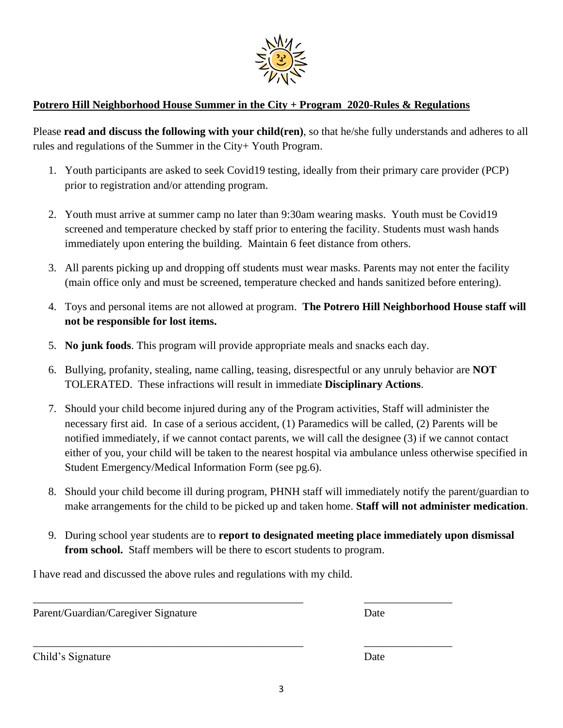**Potrero Hill Neighborhood House Summer in the City + Program 2020-Rules & Regulations**

Please **read and discuss the following with your child(ren)**, so that he/she fully understands and adheres to all rules and regulations of the Summer in the City+ Youth Program.

1. Youth participants are asked to seek Covid19 testing, ideally from their primary care provider (PCP) prior to registration and/or attending program.
2. Youth must arrive at summer camp no later than 9:30am wearing masks. Youth must be Covid19 screened and temperature checked by staff prior to entering the facility. Students must wash hands immediately upon entering the building. Maintain 6 feet distance from others.
3. All parents picking up and dropping off students must wear masks. Parents may not enter the facility (main office only and must be screened, temperature checked and hands sanitized before entering).
4. Toys and personal items are not allowed at program. **The Potrero Hill Neighborhood House staff will not be responsible for lost items.**
5. **No junk foods**. This program will provide appropriate meals and snacks each day.
6. Bullying, profanity, stealing, name calling, teasing, disrespectful or any unruly behavior are **NOT** TOLERATED. These infractions will result in immediate **Disciplinary Actions**.
7. Should your child become injured during any of the Program activities, Staff will administer the necessary first aid. In case of a serious accident, (1) Paramedics will be called, (2) Parents will be notified immediately, if we cannot contact parents, we will call the designee (3) if we cannot contact either of you, your child will be taken to the nearest hospital via ambulance unless otherwise specified in Student Emergency/Medical Information Form (see pg.6).
8. Should your child become ill during program, PHNH staff will immediately notify the parent/guardian to make arrangements for the child to be picked up and taken home. **Staff will not administer medication**.
9. During school year students are to **report to designated meeting place immediately upon dismissal from school.** Staff members will be there to escort students to program.

I have read and discussed the above rules and regulations with my child.

\_\_\_\_\_\_\_\_\_\_\_\_\_\_\_\_\_\_\_\_\_\_\_\_\_\_\_\_\_\_\_\_\_\_\_\_\_\_\_\_\_\_\_\_\_\_\_\_ \_\_\_\_\_\_\_\_\_\_\_\_\_\_\_\_

Parent/Guardian/Caregiver Signature Date

\_\_\_\_\_\_\_\_\_\_\_\_\_\_\_\_\_\_\_\_\_\_\_\_\_\_\_\_\_\_\_\_\_\_\_\_\_\_\_\_\_\_\_\_\_\_\_\_ \_\_\_\_\_\_\_\_\_\_\_\_\_\_\_\_

Child's Signature Date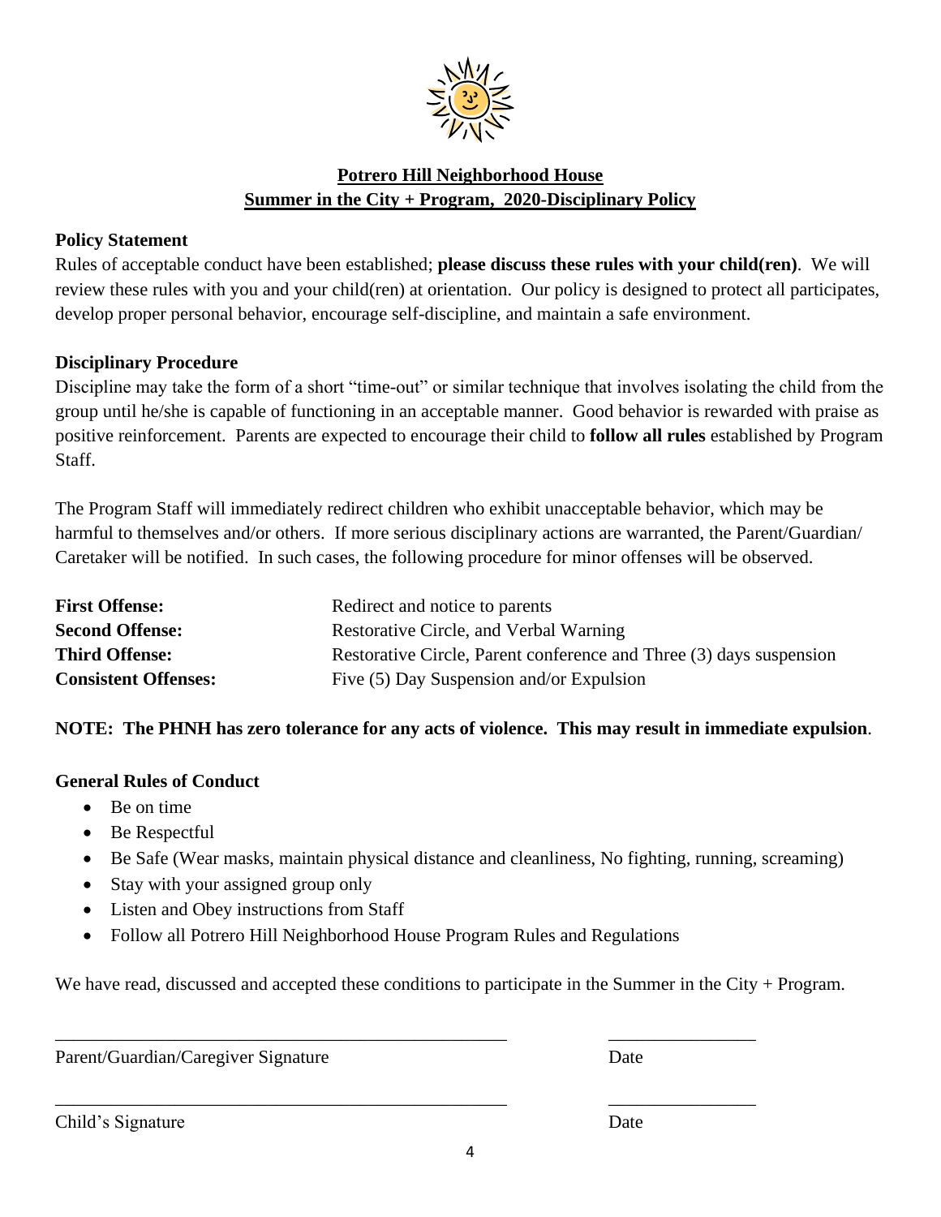# Potrero Hill Neighborhood House
## Summer in the City + Program, 2020-Disciplinary Policy

**Policy Statement**

Rules of acceptable conduct have been established; **please discuss these rules with your child(ren)**. We will review these rules with you and your child(ren) at orientation. Our policy is designed to protect all participates, develop proper personal behavior, encourage self-discipline, and maintain a safe environment.

**Disciplinary Procedure**

Discipline may take the form of a short "time-out" or similar technique that involves isolating the child from the group until he/she is capable of functioning in an acceptable manner. Good behavior is rewarded with praise as positive reinforcement. Parents are expected to encourage their child to **follow all rules** established by Program Staff.

The Program Staff will immediately redirect children who exhibit unacceptable behavior, which may be harmful to themselves and/or others. If more serious disciplinary actions are warranted, the Parent/Guardian/ Caretaker will be notified. In such cases, the following procedure for minor offenses will be observed.

| | |
|---|---|
| **First Offense:** | Redirect and notice to parents |
| **Second Offense:** | Restorative Circle, and Verbal Warning |
| **Third Offense:** | Restorative Circle, Parent conference and Three (3) days suspension |
| **Consistent Offenses:** | Five (5) Day Suspension and/or Expulsion |

**NOTE: The PHNH has zero tolerance for any acts of violence. This may result in immediate expulsion**.

**General Rules of Conduct**

- Be on time
- Be Respectful
- Be Safe (Wear masks, maintain physical distance and cleanliness, No fighting, running, screaming)
- Stay with your assigned group only
- Listen and Obey instructions from Staff
- Follow all Potrero Hill Neighborhood House Program Rules and Regulations

We have read, discussed and accepted these conditions to participate in the Summer in the City + Program.

___________________________________________________ ________________

Parent/Guardian/Caregiver Signature Date

___________________________________________________ ________________

Child's Signature Date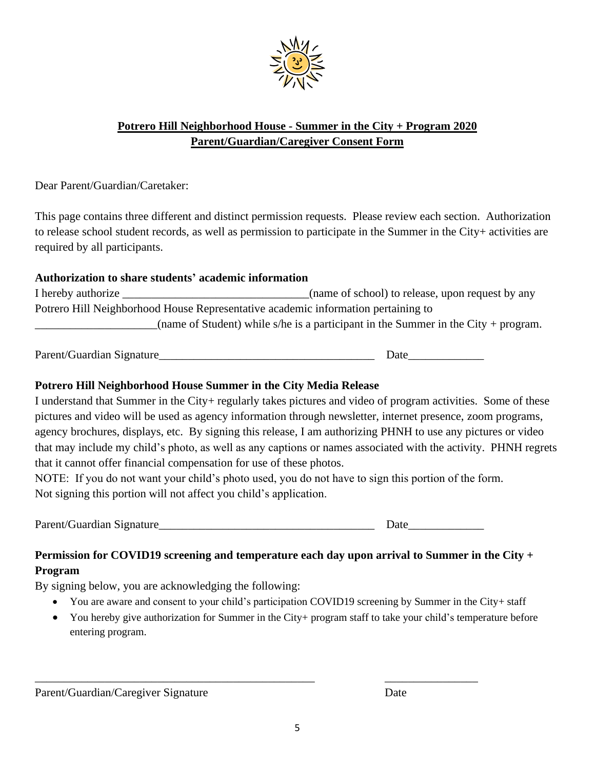**Potrero Hill Neighborhood House - Summer in the City + Program 2020**
**Parent/Guardian/Caregiver Consent Form**

Dear Parent/Guardian/Caretaker:

This page contains three different and distinct permission requests. Please review each section. Authorization to release school student records, as well as permission to participate in the Summer in the City+ activities are required by all participants.

**Authorization to share students' academic information**

I hereby authorize ________________________________(name of school) to release, upon request by any Potrero Hill Neighborhood House Representative academic information pertaining to _____________________(name of Student) while s/he is a participant in the Summer in the City + program.

Parent/Guardian Signature_____________________________________ Date_____________

**Potrero Hill Neighborhood House Summer in the City Media Release**

I understand that Summer in the City+ regularly takes pictures and video of program activities. Some of these pictures and video will be used as agency information through newsletter, internet presence, zoom programs, agency brochures, displays, etc. By signing this release, I am authorizing PHNH to use any pictures or video that may include my child's photo, as well as any captions or names associated with the activity. PHNH regrets that it cannot offer financial compensation for use of these photos.

NOTE: If you do not want your child's photo used, you do not have to sign this portion of the form. Not signing this portion will not affect you child's application.

Parent/Guardian Signature_____________________________________ Date_____________

**Permission for COVID19 screening and temperature each day upon arrival to Summer in the City + Program**

By signing below, you are acknowledging the following:

- You are aware and consent to your child's participation COVID19 screening by Summer in the City+ staff
- You hereby give authorization for Summer in the City+ program staff to take your child's temperature before entering program.

_________________________________________________ ________________

Parent/Guardian/Caregiver Signature Date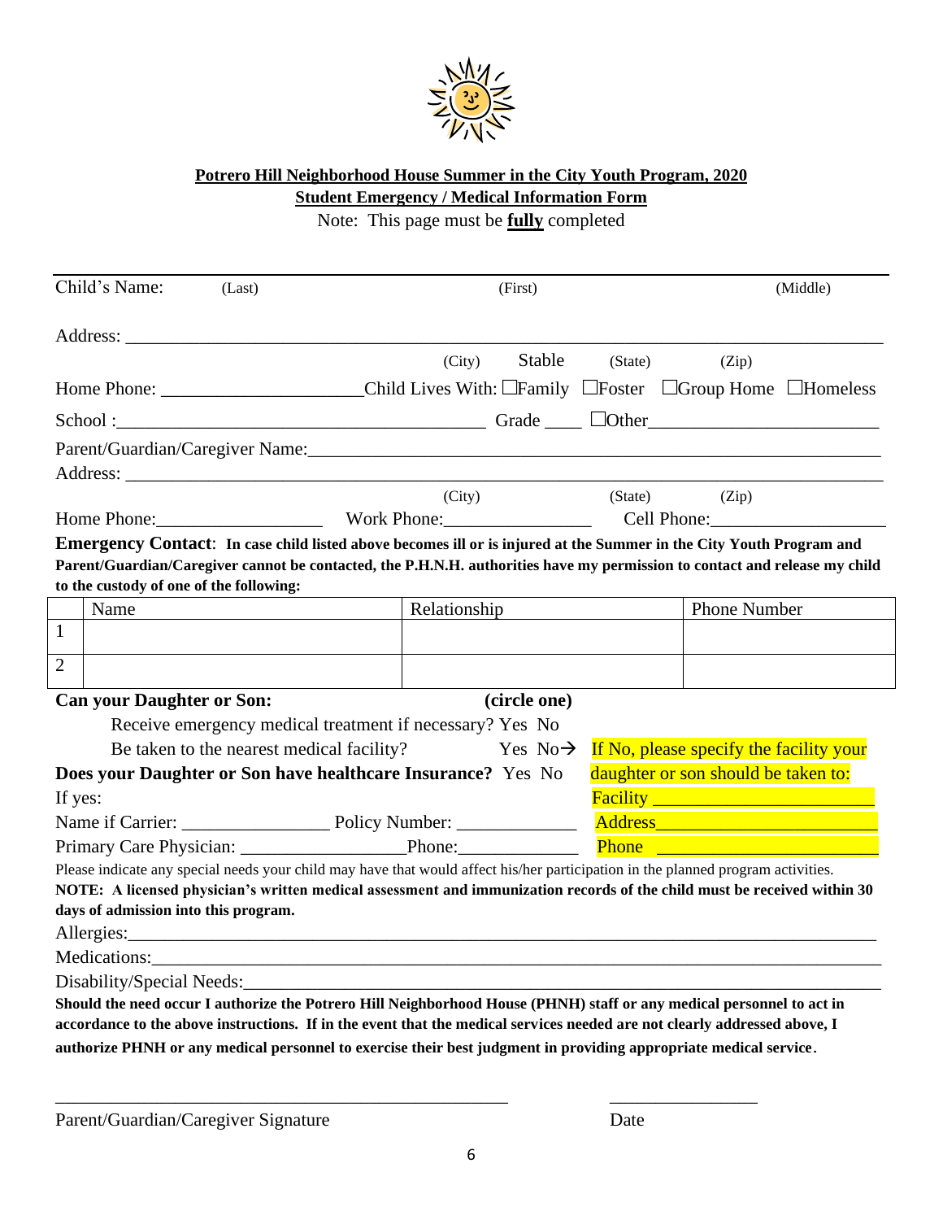**Potrero Hill Neighborhood House Summer in the City Youth Program, 2020**

**Student Emergency / Medical Information Form**

Note: This page must be **fully** completed

Child's Name: (Last) (First) (Middle)

Address: ______________________________________________

(City) Stable (State) (Zip)

Home Phone: ____________________ Child Lives With: ☐Family ☐Foster ☐Group Home ☐Homeless

School :________________________________ Grade ____ ☐Other____________________

Parent/Guardian/Caregiver Name:________________________________________________

Address: ______________________________________________

(City) (State) (Zip)

Home Phone:_________________ Work Phone:_______________ Cell Phone:__________________

**Emergency Contact**: **In case child listed above becomes ill or is injured at the Summer in the City Youth Program and Parent/Guardian/Caregiver cannot be contacted, the P.H.N.H. authorities have my permission to contact and release my child to the custody of one of the following:**

| | Name | Relationship | Phone Number |
|---|---|---|---|
| 1 | | | |
| 2 | | | |

**Can your Daughter or Son:** **(circle one)**

Receive emergency medical treatment if necessary? Yes No

Be taken to the nearest medical facility? Yes No→ If No, please specify the facility your daughter or son should be taken to:

**Does your Daughter or Son have healthcare Insurance?** Yes No

If yes:

Name if Carrier: _______________ Policy Number: _____________

Primary Care Physician: _________________ Phone:_____________

Facility ______________________

Address______________________

Phone ______________________

Please indicate any special needs your child may have that would affect his/her participation in the planned program activities.

**NOTE: A licensed physician's written medical assessment and immunization records of the child must be received within 30 days of admission into this program.**

Allergies:______________________________________________

Medications:____________________________________________

Disability/Special Needs:_________________________________

**Should the need occur I authorize the Potrero Hill Neighborhood House (PHNH) staff or any medical personnel to act in accordance to the above instructions. If in the event that the medical services needed are not clearly addressed above, I authorize PHNH or any medical personnel to exercise their best judgment in providing appropriate medical service.**

_____________________________________________ _______________

Parent/Guardian/Caregiver Signature Date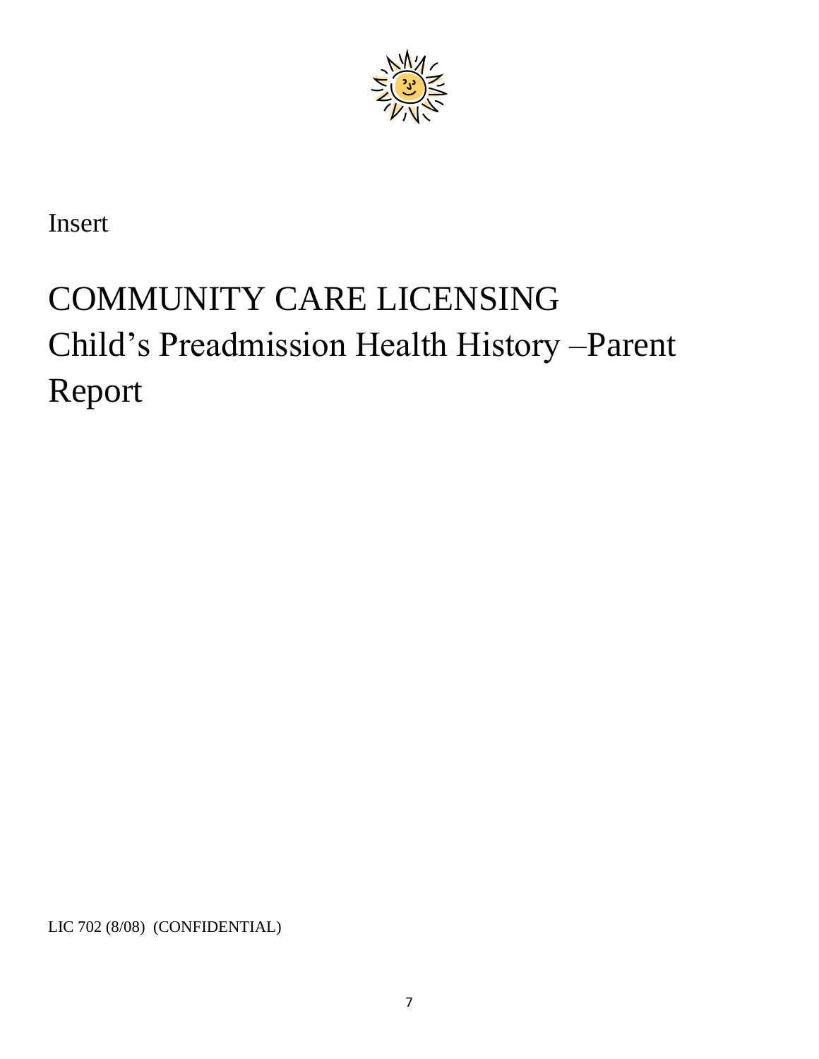Insert

# COMMUNITY CARE LICENSING
# Child's Preadmission Health History –Parent Report

LIC 702 (8/08) (CONFIDENTIAL)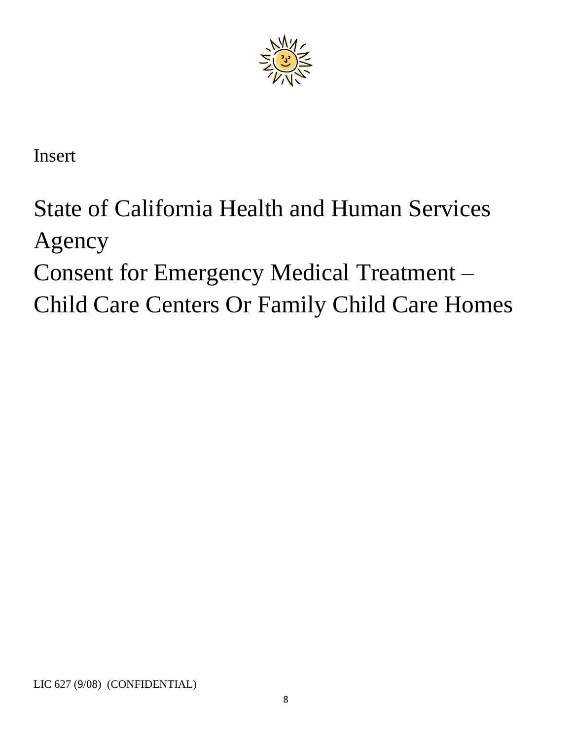Insert

# State of California Health and Human Services Agency
# Consent for Emergency Medical Treatment – Child Care Centers Or Family Child Care Homes

LIC 627 (9/08) (CONFIDENTIAL)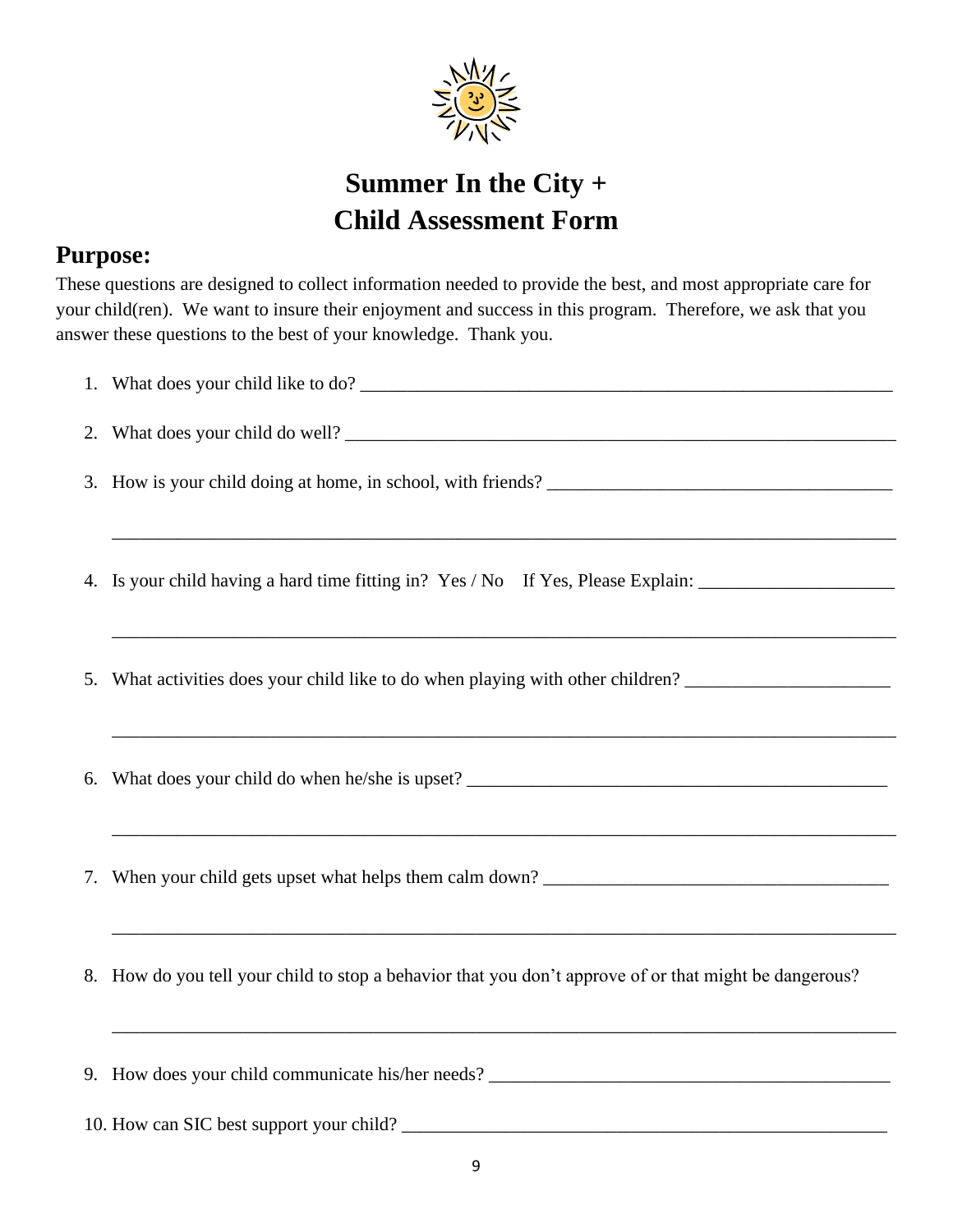# Summer In the City +
# Child Assessment Form

## Purpose:

These questions are designed to collect information needed to provide the best, and most appropriate care for your child(ren). We want to insure their enjoyment and success in this program. Therefore, we ask that you answer these questions to the best of your knowledge. Thank you.

1. What does your child like to do? ___________________________________________________________

2. What does your child do well? ______________________________________________________________

3. How is your child doing at home, in school, with friends? _____________________________________

   _________________________________________________________________________________________

4. Is your child having a hard time fitting in? Yes / No    If Yes, Please Explain: _____________________

   _________________________________________________________________________________________

5. What activities does your child like to do when playing with other children? ______________________

   _________________________________________________________________________________________

6. What does your child do when he/she is upset? _______________________________________________

   _________________________________________________________________________________________

7. When your child gets upset what helps them calm down? ______________________________________

   _________________________________________________________________________________________

8. How do you tell your child to stop a behavior that you don't approve of or that might be dangerous?

   _________________________________________________________________________________________

9. How does your child communicate his/her needs? ____________________________________________

10. How can SIC best support your child? ____________________________________________________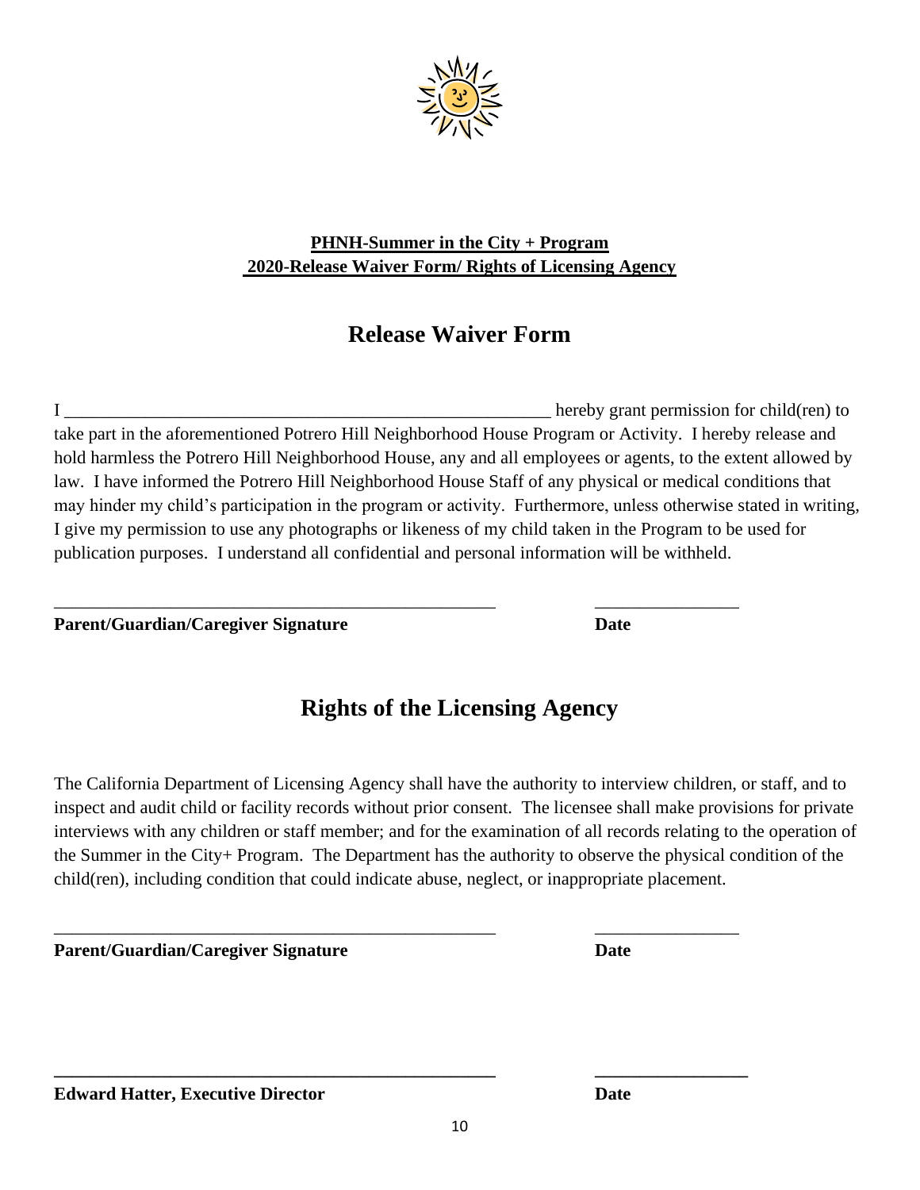**PHNH-Summer in the City + Program**
**2020-Release Waiver Form/ Rights of Licensing Agency**

## Release Waiver Form

I ________________________________________________________ hereby grant permission for child(ren) to take part in the aforementioned Potrero Hill Neighborhood House Program or Activity. I hereby release and hold harmless the Potrero Hill Neighborhood House, any and all employees or agents, to the extent allowed by law. I have informed the Potrero Hill Neighborhood House Staff of any physical or medical conditions that may hinder my child's participation in the program or activity. Furthermore, unless otherwise stated in writing, I give my permission to use any photographs or likeness of my child taken in the Program to be used for publication purposes. I understand all confidential and personal information will be withheld.

___________________________________________________ _______________

**Parent/Guardian/Caregiver Signature** **Date**

## Rights of the Licensing Agency

The California Department of Licensing Agency shall have the authority to interview children, or staff, and to inspect and audit child or facility records without prior consent. The licensee shall make provisions for private interviews with any children or staff member; and for the examination of all records relating to the operation of the Summer in the City+ Program. The Department has the authority to observe the physical condition of the child(ren), including condition that could indicate abuse, neglect, or inappropriate placement.

___________________________________________________ _______________

**Parent/Guardian/Caregiver Signature** **Date**

___________________________________________________ _______________

**Edward Hatter, Executive Director** **Date**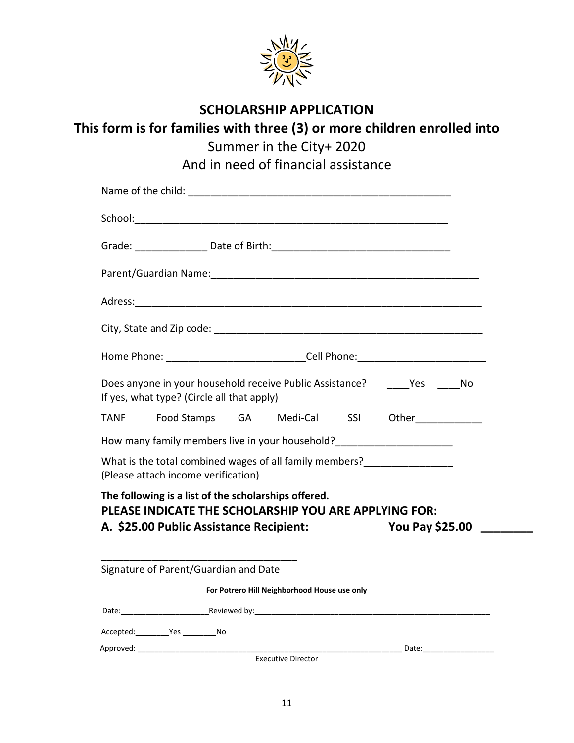## SCHOLARSHIP APPLICATION

### This form is for families with three (3) or more children enrolled into

Summer in the City+ 2020

And in need of financial assistance

Name of the child: ______________________________________________

School:_________________________________________________________

Grade: _____________ Date of Birth:_______________________________

Parent/Guardian Name:_________________________________________________

Adress:___________________________________________________________

City, State and Zip code: ______________________________________________

Home Phone: _________________________Cell Phone:_______________________

Does anyone in your household receive Public Assistance? ____Yes ____No
If yes, what type? (Circle all that apply)

TANF    Food Stamps    GA    Medi-Cal    SSI    Other____________

How many family members live in your household?_____________________

What is the total combined wages of all family members?________________
(Please attach income verification)

**The following is a list of the scholarships offered.**

**PLEASE INDICATE THE SCHOLARSHIP YOU ARE APPLYING FOR:**

**A. $25.00 Public Assistance Recipient: You Pay $25.00 ________**

___________________________________
Signature of Parent/Guardian and Date

**For Potrero Hill Neighborhood House use only**

Date:____________________Reviewed by:_______________________________________________________

Accepted:________Yes ________No

Approved: _______________________________________________________________ Date:_________________
Executive Director